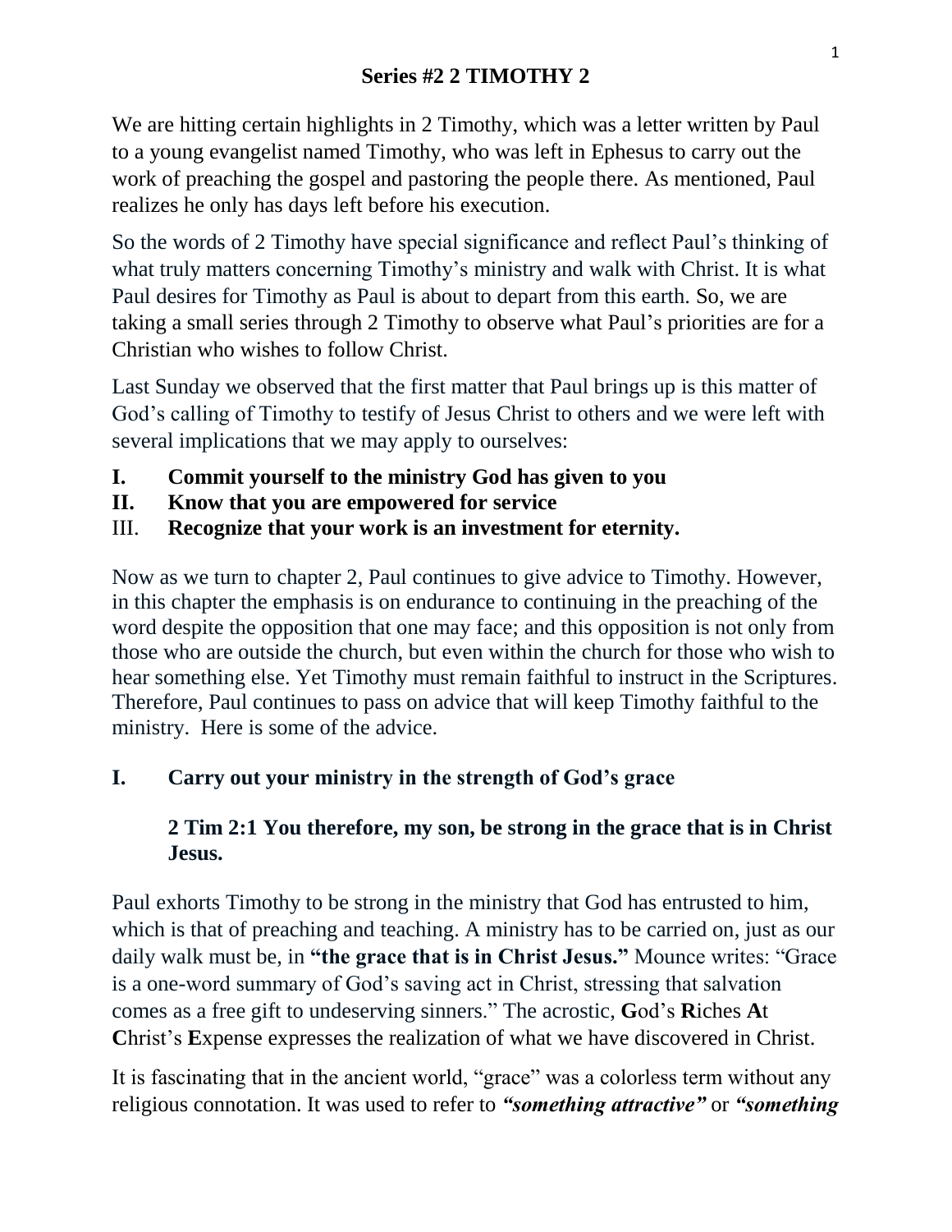# Series #2 2 TIMOTHY 2

We are hitting certain highlights in 2 Timothy, which was a letter written by Paul to a young evangelist named Timothy, who was left in Ephesus to carry out the work of preaching the gospel and pastoring the people there. As mentioned, Paul realizes he only has days left before his execution.

So the words of 2 Timothy have special significance and reflect Paul's thinking of what truly matters concerning Timothy's ministry and walk with Christ. It is what Paul desires for Timothy as Paul is about to depart from this earth. So, we are taking a small series through 2 Timothy to observe what Paul's priorities are for a Christian who wishes to follow Christ.

Last Sunday we observed that the first matter that Paul brings up is this matter of God's calling of Timothy to testify of Jesus Christ to others and we were left with several implications that we may apply to ourselves:

- **I. Commit yourself to the ministry God has given to you**
- **II. Know that you are empowered for service**
- III. **Recognize that your work is an investment for eternity.**

Now as we turn to chapter 2, Paul continues to give advice to Timothy. However, in this chapter the emphasis is on endurance to continuing in the preaching of the word despite the opposition that one may face; and this opposition is not only from those who are outside the church, but even within the church for those who wish to hear something else. Yet Timothy must remain faithful to instruct in the Scriptures. Therefore, Paul continues to pass on advice that will keep Timothy faithful to the ministry. Here is some of the advice.

## I. Carry out your ministry in the strength of God's grace

**2 Tim 2:1 You therefore, my son, be strong in the grace that is in Christ Jesus.**

Paul exhorts Timothy to be strong in the ministry that God has entrusted to him, which is that of preaching and teaching. A ministry has to be carried on, just as our daily walk must be, in **"the grace that is in Christ Jesus."** Mounce writes: "Grace is a one-word summary of God's saving act in Christ, stressing that salvation comes as a free gift to undeserving sinners." The acrostic, **G**od's **R**iches **A**t **C**hrist's **E**xpense expresses the realization of what we have discovered in Christ.

It is fascinating that in the ancient world, "grace" was a colorless term without any religious connotation. It was used to refer to ***"something attractive"*** or ***"something***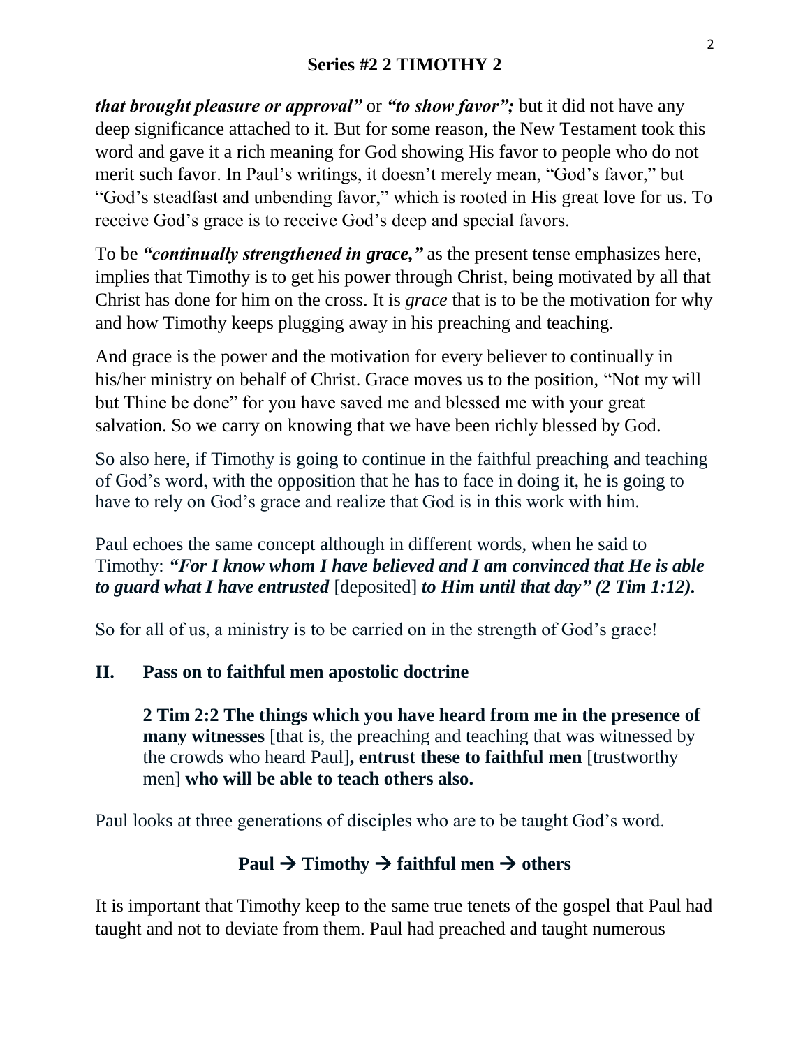***that brought pleasure or approval"*** or ***"to show favor";*** but it did not have any deep significance attached to it. But for some reason, the New Testament took this word and gave it a rich meaning for God showing His favor to people who do not merit such favor. In Paul's writings, it doesn't merely mean, "God's favor," but "God's steadfast and unbending favor," which is rooted in His great love for us. To receive God's grace is to receive God's deep and special favors.

To be ***"continually strengthened in grace,"*** as the present tense emphasizes here, implies that Timothy is to get his power through Christ, being motivated by all that Christ has done for him on the cross. It is *grace* that is to be the motivation for why and how Timothy keeps plugging away in his preaching and teaching.

And grace is the power and the motivation for every believer to continually in his/her ministry on behalf of Christ. Grace moves us to the position, "Not my will but Thine be done" for you have saved me and blessed me with your great salvation. So we carry on knowing that we have been richly blessed by God.

So also here, if Timothy is going to continue in the faithful preaching and teaching of God's word, with the opposition that he has to face in doing it, he is going to have to rely on God's grace and realize that God is in this work with him.

Paul echoes the same concept although in different words, when he said to Timothy: ***"For I know whom I have believed and I am convinced that He is able to guard what I have entrusted*** [deposited] ***to Him until that day" (2 Tim 1:12).***

So for all of us, a ministry is to be carried on in the strength of God's grace!

## II. Pass on to faithful men apostolic doctrine

> **2 Tim 2:2 The things which you have heard from me in the presence of many witnesses** [that is, the preaching and teaching that was witnessed by the crowds who heard Paul]**, entrust these to faithful men** [trustworthy men] **who will be able to teach others also.**

Paul looks at three generations of disciples who are to be taught God's word.

**Paul → Timothy → faithful men → others**

It is important that Timothy keep to the same true tenets of the gospel that Paul had taught and not to deviate from them. Paul had preached and taught numerous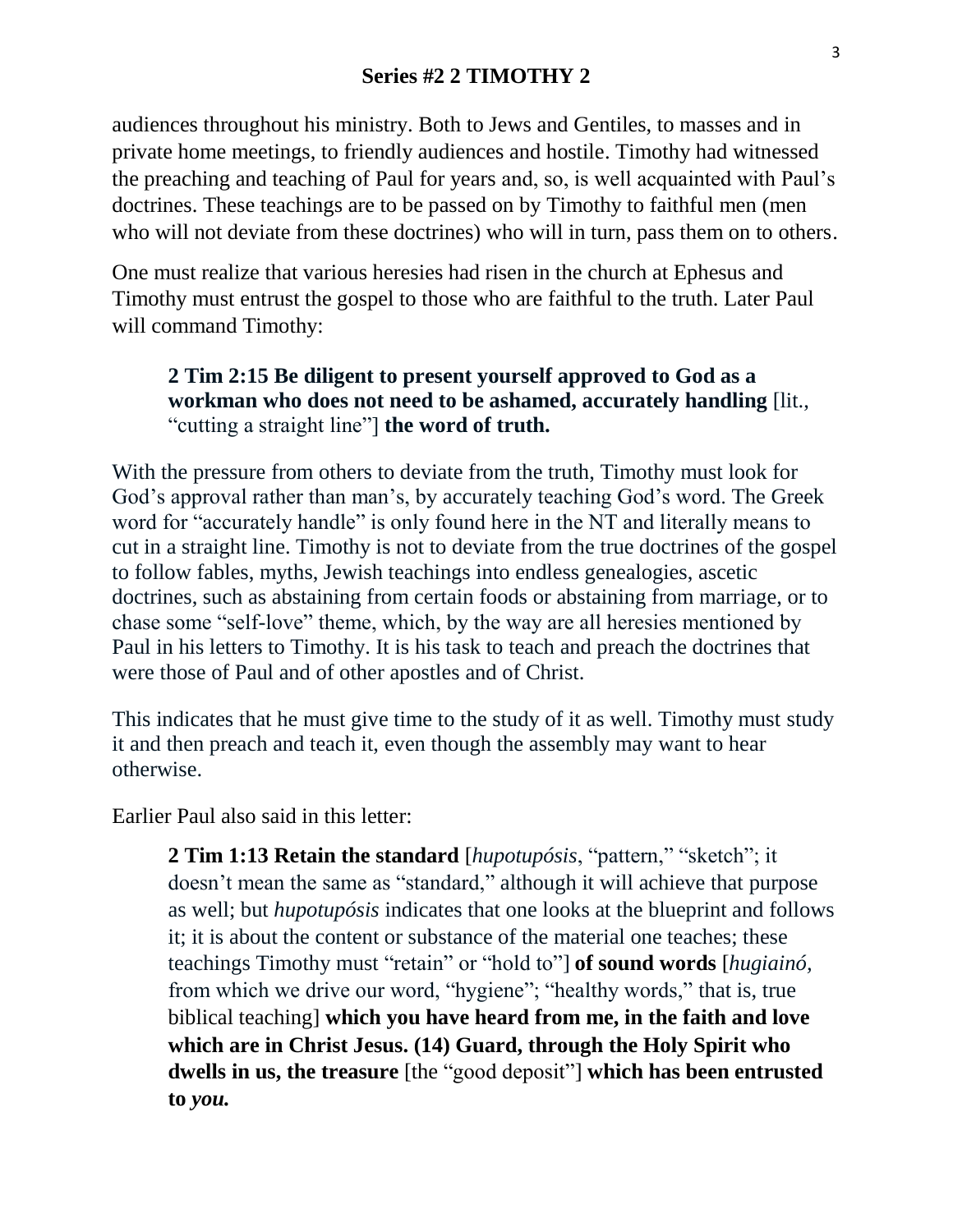audiences throughout his ministry. Both to Jews and Gentiles, to masses and in private home meetings, to friendly audiences and hostile. Timothy had witnessed the preaching and teaching of Paul for years and, so, is well acquainted with Paul's doctrines. These teachings are to be passed on by Timothy to faithful men (men who will not deviate from these doctrines) who will in turn, pass them on to others.

One must realize that various heresies had risen in the church at Ephesus and Timothy must entrust the gospel to those who are faithful to the truth. Later Paul will command Timothy:

> **2 Tim 2:15 Be diligent to present yourself approved to God as a workman who does not need to be ashamed, accurately handling** [lit., "cutting a straight line"] **the word of truth.**

With the pressure from others to deviate from the truth, Timothy must look for God's approval rather than man's, by accurately teaching God's word. The Greek word for "accurately handle" is only found here in the NT and literally means to cut in a straight line. Timothy is not to deviate from the true doctrines of the gospel to follow fables, myths, Jewish teachings into endless genealogies, ascetic doctrines, such as abstaining from certain foods or abstaining from marriage, or to chase some "self-love" theme, which, by the way are all heresies mentioned by Paul in his letters to Timothy. It is his task to teach and preach the doctrines that were those of Paul and of other apostles and of Christ.

This indicates that he must give time to the study of it as well. Timothy must study it and then preach and teach it, even though the assembly may want to hear otherwise.

Earlier Paul also said in this letter:

> **2 Tim 1:13 Retain the standard** [*hupotupósis*, "pattern," "sketch"; it doesn't mean the same as "standard," although it will achieve that purpose as well; but *hupotupósis* indicates that one looks at the blueprint and follows it; it is about the content or substance of the material one teaches; these teachings Timothy must "retain" or "hold to"] **of sound words** [*hugiainó,* from which we drive our word, "hygiene"; "healthy words," that is, true biblical teaching] **which you have heard from me, in the faith and love which are in Christ Jesus. (14) Guard, through the Holy Spirit who dwells in us, the treasure** [the "good deposit"] **which has been entrusted to *you.***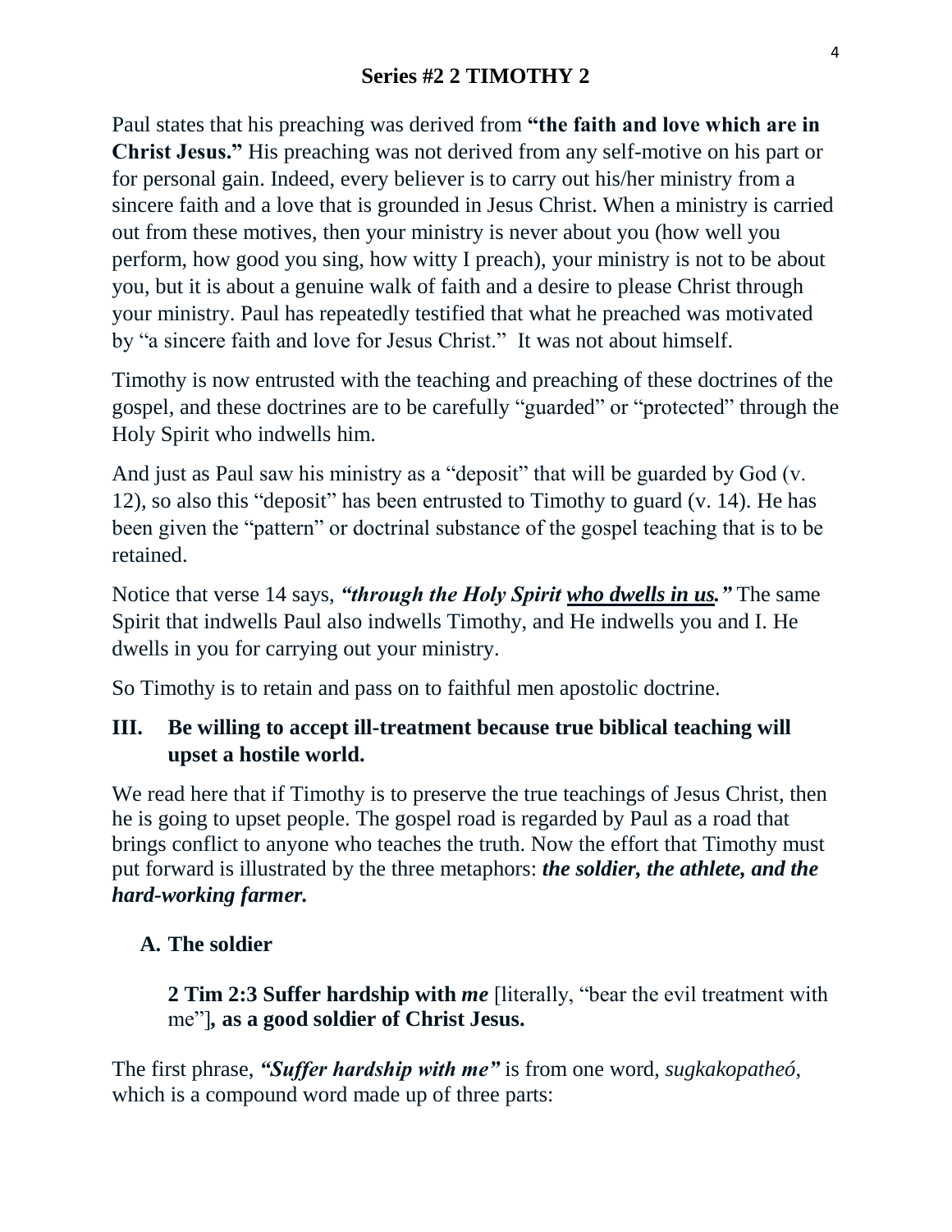**Series #2 2 TIMOTHY 2**

Paul states that his preaching was derived from **"the faith and love which are in Christ Jesus."** His preaching was not derived from any self-motive on his part or for personal gain. Indeed, every believer is to carry out his/her ministry from a sincere faith and a love that is grounded in Jesus Christ. When a ministry is carried out from these motives, then your ministry is never about you (how well you perform, how good you sing, how witty I preach), your ministry is not to be about you, but it is about a genuine walk of faith and a desire to please Christ through your ministry. Paul has repeatedly testified that what he preached was motivated by "a sincere faith and love for Jesus Christ." It was not about himself.

Timothy is now entrusted with the teaching and preaching of these doctrines of the gospel, and these doctrines are to be carefully "guarded" or "protected" through the Holy Spirit who indwells him.

And just as Paul saw his ministry as a "deposit" that will be guarded by God (v. 12), so also this "deposit" has been entrusted to Timothy to guard (v. 14). He has been given the "pattern" or doctrinal substance of the gospel teaching that is to be retained.

Notice that verse 14 says, ***"through the Holy Spirit <u>who dwells in us</u>."*** The same Spirit that indwells Paul also indwells Timothy, and He indwells you and I. He dwells in you for carrying out your ministry.

So Timothy is to retain and pass on to faithful men apostolic doctrine.

## III. Be willing to accept ill-treatment because true biblical teaching will upset a hostile world.

We read here that if Timothy is to preserve the true teachings of Jesus Christ, then he is going to upset people. The gospel road is regarded by Paul as a road that brings conflict to anyone who teaches the truth. Now the effort that Timothy must put forward is illustrated by the three metaphors: ***the soldier, the athlete, and the hard-working farmer.***

### A. The soldier

> **2 Tim 2:3 Suffer hardship with *me*** [literally, "bear the evil treatment with me"]**, as a good soldier of Christ Jesus.**

The first phrase, ***"Suffer hardship with me"*** is from one word, *sugkakopatheó*, which is a compound word made up of three parts: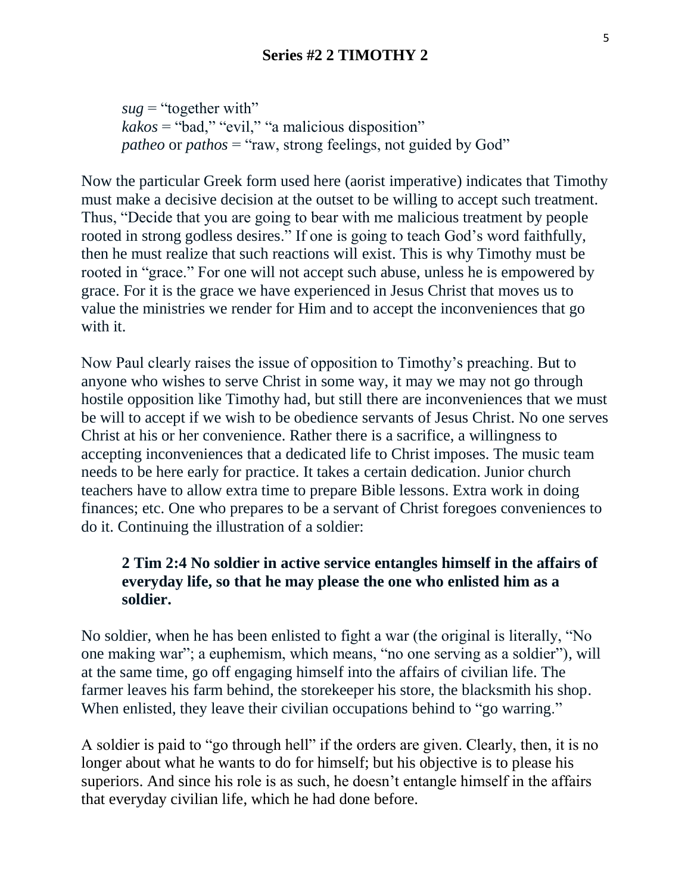*sug* = "together with"
*kakos* = "bad," "evil," "a malicious disposition"
*patheo* or *pathos* = "raw, strong feelings, not guided by God"

Now the particular Greek form used here (aorist imperative) indicates that Timothy must make a decisive decision at the outset to be willing to accept such treatment. Thus, "Decide that you are going to bear with me malicious treatment by people rooted in strong godless desires." If one is going to teach God's word faithfully, then he must realize that such reactions will exist. This is why Timothy must be rooted in "grace." For one will not accept such abuse, unless he is empowered by grace. For it is the grace we have experienced in Jesus Christ that moves us to value the ministries we render for Him and to accept the inconveniences that go with it.

Now Paul clearly raises the issue of opposition to Timothy's preaching. But to anyone who wishes to serve Christ in some way, it may we may not go through hostile opposition like Timothy had, but still there are inconveniences that we must be will to accept if we wish to be obedience servants of Jesus Christ. No one serves Christ at his or her convenience. Rather there is a sacrifice, a willingness to accepting inconveniences that a dedicated life to Christ imposes. The music team needs to be here early for practice. It takes a certain dedication. Junior church teachers have to allow extra time to prepare Bible lessons. Extra work in doing finances; etc. One who prepares to be a servant of Christ foregoes conveniences to do it. Continuing the illustration of a soldier:

> **2 Tim 2:4 No soldier in active service entangles himself in the affairs of everyday life, so that he may please the one who enlisted him as a soldier.**

No soldier, when he has been enlisted to fight a war (the original is literally, "No one making war"; a euphemism, which means, "no one serving as a soldier"), will at the same time, go off engaging himself into the affairs of civilian life. The farmer leaves his farm behind, the storekeeper his store, the blacksmith his shop. When enlisted, they leave their civilian occupations behind to "go warring."

A soldier is paid to "go through hell" if the orders are given. Clearly, then, it is no longer about what he wants to do for himself; but his objective is to please his superiors. And since his role is as such, he doesn't entangle himself in the affairs that everyday civilian life, which he had done before.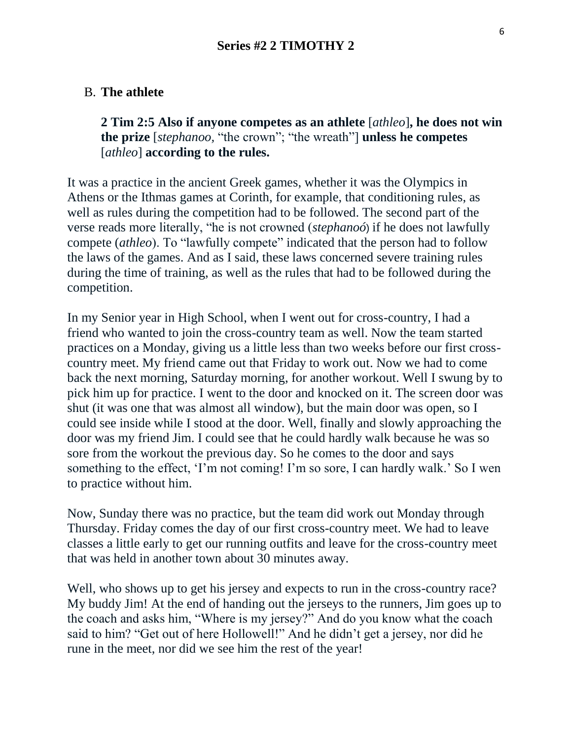**Series #2 2 TIMOTHY 2**

B. **The athlete**

> **2 Tim 2:5 Also if anyone competes as an athlete** [*athleo*]**, he does not win the prize** [*stephanoo,* "the crown"; "the wreath"] **unless he competes** [*athleo*] **according to the rules.**

It was a practice in the ancient Greek games, whether it was the Olympics in Athens or the Ithmas games at Corinth, for example, that conditioning rules, as well as rules during the competition had to be followed. The second part of the verse reads more literally, "he is not crowned (*stephanoó*) if he does not lawfully compete (*athleo*). To "lawfully compete" indicated that the person had to follow the laws of the games. And as I said, these laws concerned severe training rules during the time of training, as well as the rules that had to be followed during the competition.

In my Senior year in High School, when I went out for cross-country, I had a friend who wanted to join the cross-country team as well. Now the team started practices on a Monday, giving us a little less than two weeks before our first cross-country meet. My friend came out that Friday to work out. Now we had to come back the next morning, Saturday morning, for another workout. Well I swung by to pick him up for practice. I went to the door and knocked on it. The screen door was shut (it was one that was almost all window), but the main door was open, so I could see inside while I stood at the door. Well, finally and slowly approaching the door was my friend Jim. I could see that he could hardly walk because he was so sore from the workout the previous day. So he comes to the door and says something to the effect, 'I'm not coming! I'm so sore, I can hardly walk.' So I wen to practice without him.

Now, Sunday there was no practice, but the team did work out Monday through Thursday. Friday comes the day of our first cross-country meet. We had to leave classes a little early to get our running outfits and leave for the cross-country meet that was held in another town about 30 minutes away.

Well, who shows up to get his jersey and expects to run in the cross-country race? My buddy Jim! At the end of handing out the jerseys to the runners, Jim goes up to the coach and asks him, "Where is my jersey?" And do you know what the coach said to him? "Get out of here Hollowell!" And he didn't get a jersey, nor did he rune in the meet, nor did we see him the rest of the year!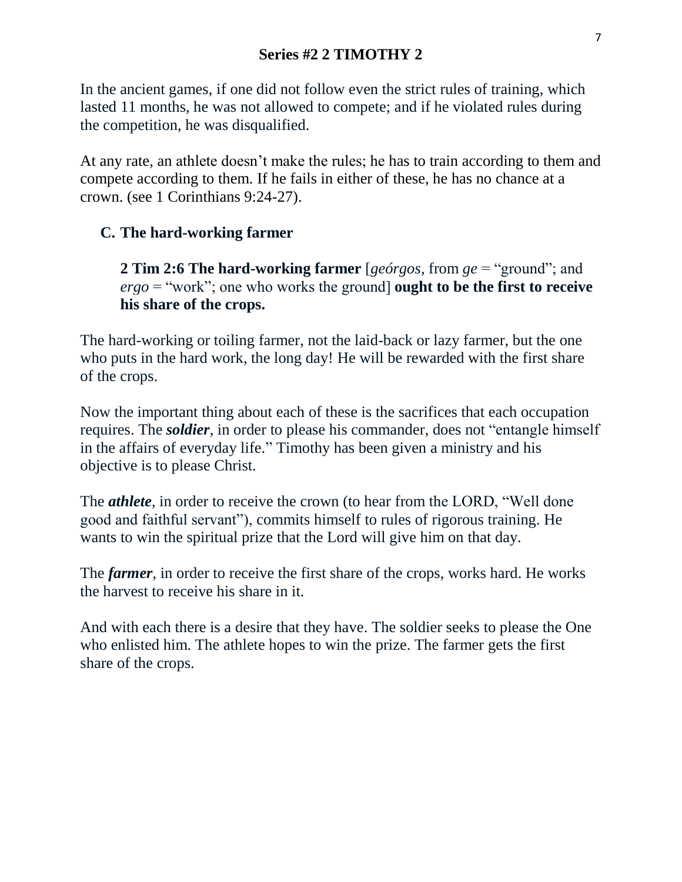In the ancient games, if one did not follow even the strict rules of training, which lasted 11 months, he was not allowed to compete; and if he violated rules during the competition, he was disqualified.

At any rate, an athlete doesn't make the rules; he has to train according to them and compete according to them. If he fails in either of these, he has no chance at a crown. (see 1 Corinthians 9:24-27).

### C. The hard-working farmer

> **2 Tim 2:6 The hard-working farmer** [*geórgos,* from *ge* = "ground"; and *ergo* = "work"; one who works the ground] **ought to be the first to receive his share of the crops.**

The hard-working or toiling farmer, not the laid-back or lazy farmer, but the one who puts in the hard work, the long day! He will be rewarded with the first share of the crops.

Now the important thing about each of these is the sacrifices that each occupation requires. The ***soldier***, in order to please his commander, does not "entangle himself in the affairs of everyday life." Timothy has been given a ministry and his objective is to please Christ.

The ***athlete***, in order to receive the crown (to hear from the LORD, "Well done good and faithful servant"), commits himself to rules of rigorous training. He wants to win the spiritual prize that the Lord will give him on that day.

The ***farmer***, in order to receive the first share of the crops, works hard. He works the harvest to receive his share in it.

And with each there is a desire that they have. The soldier seeks to please the One who enlisted him. The athlete hopes to win the prize. The farmer gets the first share of the crops.